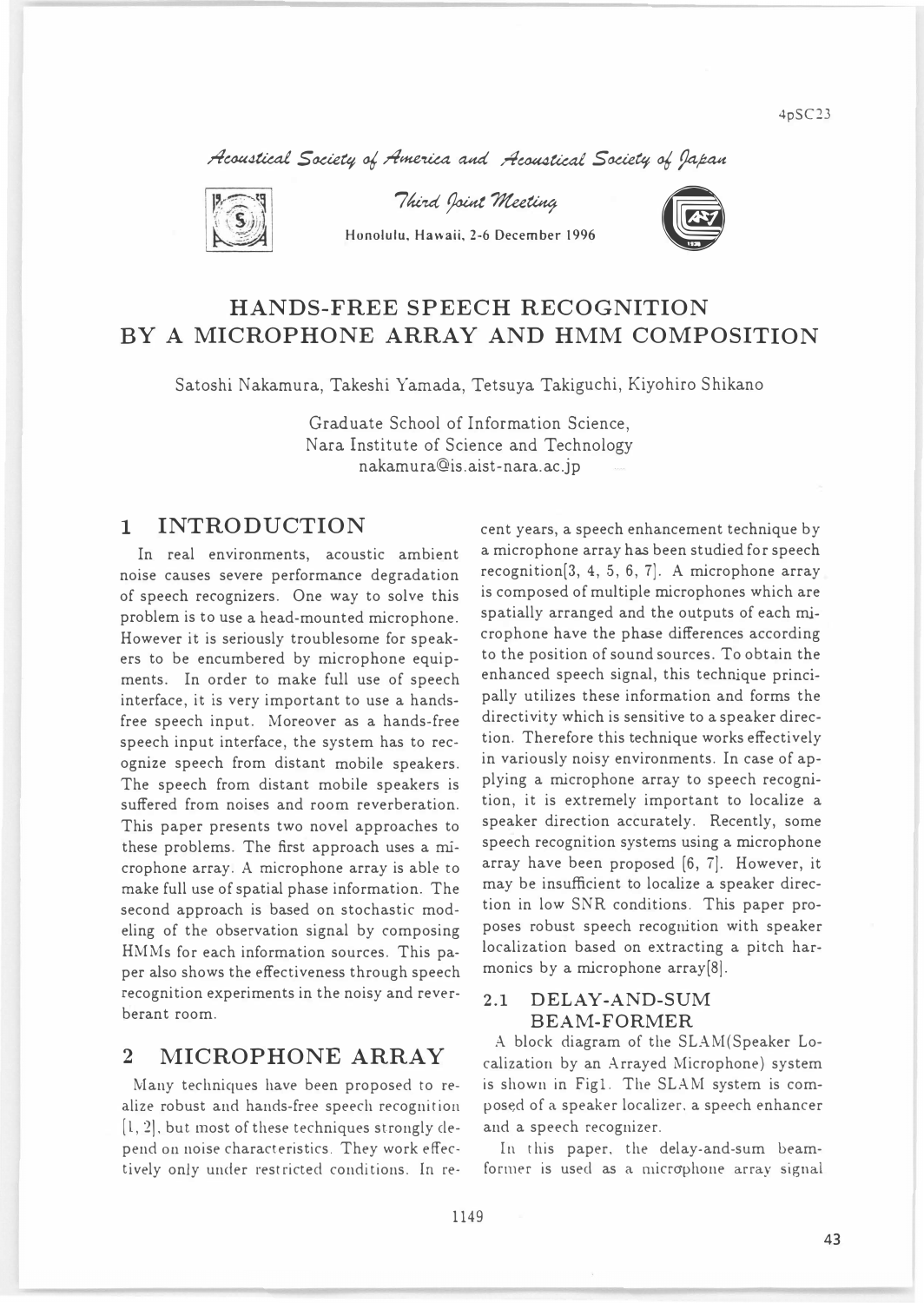*Acoustical Society of America and Acoustical Society of Japan*

*Third Joint Meeting*

Honolulu, Hawaii, 2-6 December 1996

# HANDS-FREE SPEECH RECOGNITION BY A MICROPHONE ARRAY AND HMM COMPOSITION

Satoshi Nakamura, Takeshi Yamada, Tetsuya Takiguchi, Kiyohiro Shikano

Graduate School of Information Science,
Nara Institute of Science and Technology
nakamura@is.aist-nara.ac.jp

## 1 INTRODUCTION

In real environments, acoustic ambient noise causes severe performance degradation of speech recognizers. One way to solve this problem is to use a head-mounted microphone. However it is seriously troublesome for speakers to be encumbered by microphone equipments. In order to make full use of speech interface, it is very important to use a hands-free speech input. Moreover as a hands-free speech input interface, the system has to recognize speech from distant mobile speakers. The speech from distant mobile speakers is suffered from noises and room reverberation. This paper presents two novel approaches to these problems. The first approach uses a microphone array. A microphone array is able to make full use of spatial phase information. The second approach is based on stochastic modeling of the observation signal by composing HMMs for each information sources. This paper also shows the effectiveness through speech recognition experiments in the noisy and reverberant room.

## 2 MICROPHONE ARRAY

Many techniques have been proposed to realize robust and hands-free speech recognition [1, 2], but most of these techniques strongly depend on noise characteristics. They work effectively only under restricted conditions. In recent years, a speech enhancement technique by a microphone array has been studied for speech recognition[3, 4, 5, 6, 7]. A microphone array is composed of multiple microphones which are spatially arranged and the outputs of each microphone have the phase differences according to the position of sound sources. To obtain the enhanced speech signal, this technique principally utilizes these information and forms the directivity which is sensitive to a speaker direction. Therefore this technique works effectively in variously noisy environments. In case of applying a microphone array to speech recognition, it is extremely important to localize a speaker direction accurately. Recently, some speech recognition systems using a microphone array have been proposed [6, 7]. However, it may be insufficient to localize a speaker direction in low SNR conditions. This paper proposes robust speech recognition with speaker localization based on extracting a pitch harmonics by a microphone array[8].

### 2.1 DELAY-AND-SUM BEAM-FORMER

A block diagram of the SLAM(Speaker Localization by an Arrayed Microphone) system is shown in Fig1. The SLAM system is composed of a speaker localizer, a speech enhancer and a speech recognizer.

In this paper, the delay-and-sum beam-former is used as a microphone array signal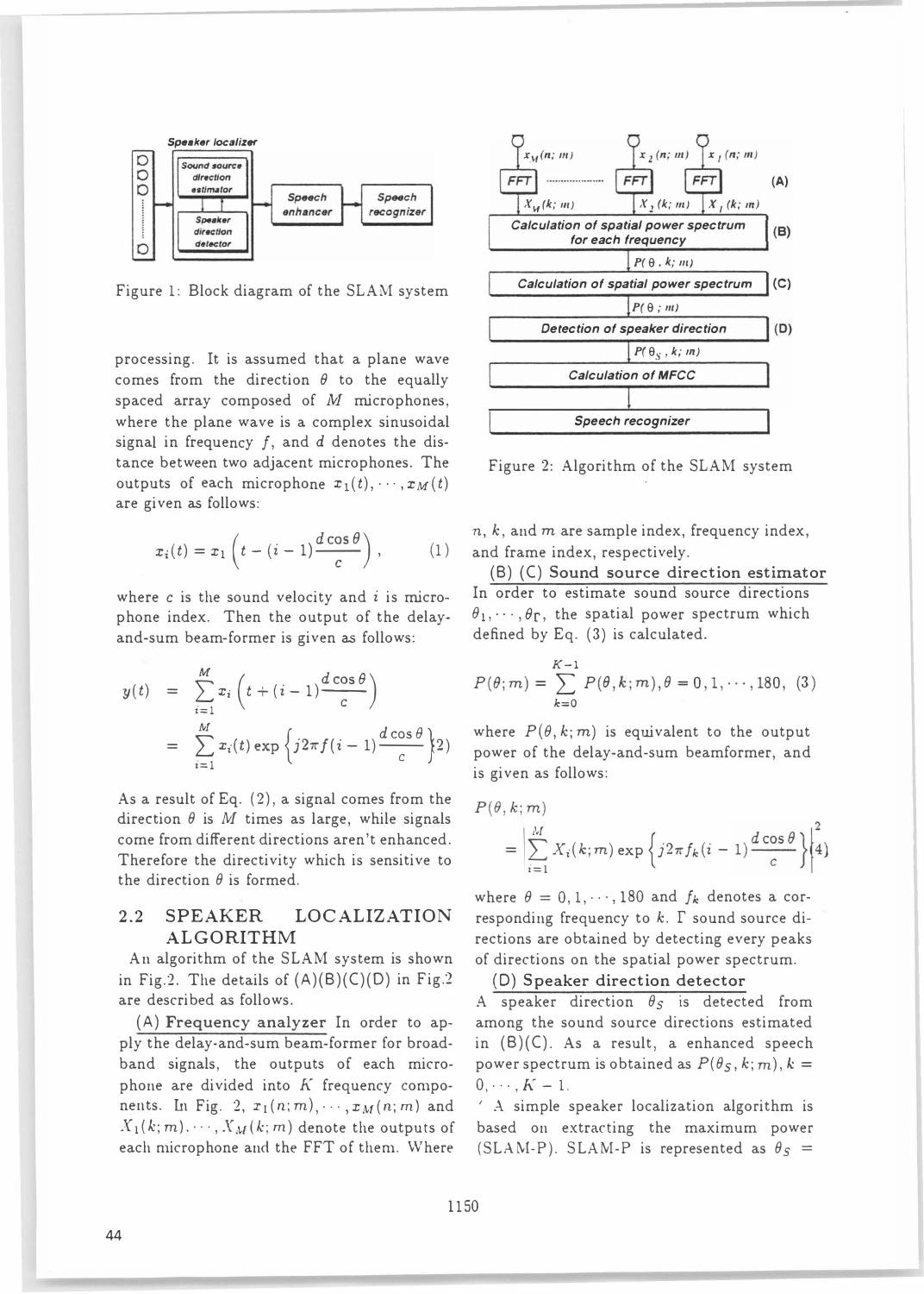Figure 1: Block diagram of the SLAM system

Figure 2: Algorithm of the SLAM system

processing. It is assumed that a plane wave comes from the direction $\theta$ to the equally spaced array composed of $M$ microphones, where the plane wave is a complex sinusoidal signal in frequency $f$, and $d$ denotes the distance between two adjacent microphones. The outputs of each microphone $x_1(t), \cdots, x_M(t)$ are given as follows:

$$x_i(t) = x_1\left(t - (i-1)\frac{d\cos\theta}{c}\right), \quad (1)$$

where $c$ is the sound velocity and $i$ is microphone index. Then the output of the delay-and-sum beam-former is given as follows:

$$\begin{aligned} y(t) &= \sum_{i=1}^{M} x_i\left(t + (i-1)\frac{d\cos\theta}{c}\right) \\ &= \sum_{i=1}^{M} x_i(t)\exp\left\{j2\pi f(i-1)\frac{d\cos\theta}{c}\right\} \quad (2) \end{aligned}$$

As a result of Eq. (2), a signal comes from the direction $\theta$ is $M$ times as large, while signals come from different directions aren't enhanced. Therefore the directivity which is sensitive to the direction $\theta$ is formed.

## 2.2 SPEAKER LOCALIZATION ALGORITHM

An algorithm of the SLAM system is shown in Fig.2. The details of (A)(B)(C)(D) in Fig.2 are described as follows.

(A) Frequency analyzer In order to apply the delay-and-sum beam-former for broadband signals, the outputs of each microphone are divided into $K$ frequency components. In Fig. 2, $x_1(n;m), \cdots, x_M(n;m)$ and $X_1(k;m), \cdots, X_M(k;m)$ denote the outputs of each microphone and the FFT of them. Where $n$, $k$, and $m$ are sample index, frequency index, and frame index, respectively.

(B) (C) Sound source direction estimator In order to estimate sound source directions $\theta_1, \cdots, \theta_\Gamma$, the spatial power spectrum which defined by Eq. (3) is calculated.

$$P(\theta;m) = \sum_{k=0}^{K-1} P(\theta,k;m), \theta = 0, 1, \cdots, 180, \quad (3)$$

where $P(\theta,k;m)$ is equivalent to the output power of the delay-and-sum beamformer, and is given as follows:

$$P(\theta,k;m) = \left|\sum_{i=1}^{M} X_i(k;m)\exp\left\{j2\pi f_k(i-1)\frac{d\cos\theta}{c}\right\}\right|^2 \quad (4)$$

where $\theta = 0, 1, \cdots, 180$ and $f_k$ denotes a corresponding frequency to $k$. $\Gamma$ sound source directions are obtained by detecting every peaks of directions on the spatial power spectrum.

(D) Speaker direction detector A speaker direction $\theta_S$ is detected from among the sound source directions estimated in (B)(C). As a result, a enhanced speech power spectrum is obtained as $P(\theta_S, k; m), k = 0, \cdots, K-1$.

A simple speaker localization algorithm is based on extracting the maximum power (SLAM-P). SLAM-P is represented as $\theta_S =$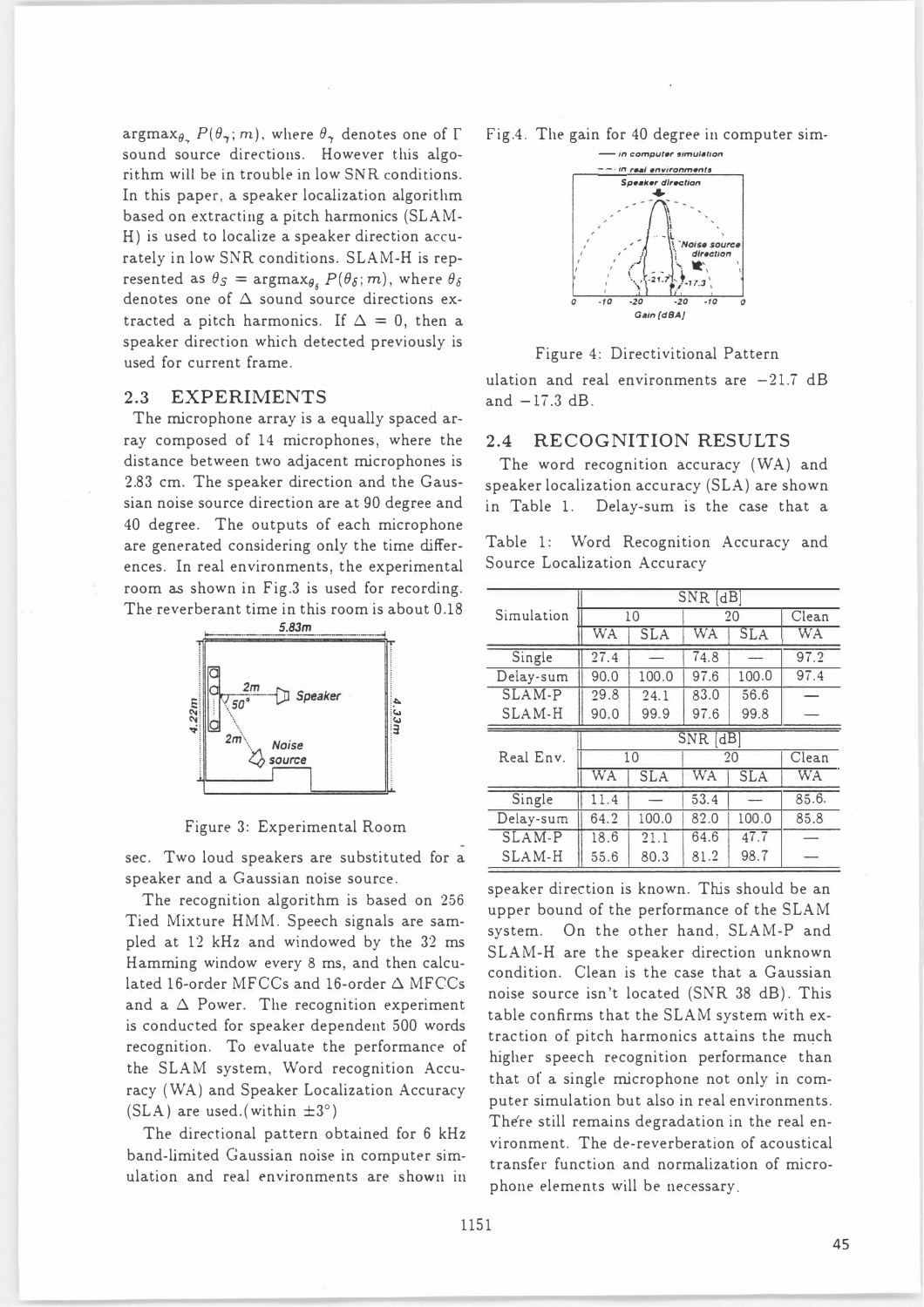$\mathrm{argmax}_{\theta_\gamma} P(\theta_\gamma; m)$, where $\theta_\gamma$ denotes one of $\Gamma$ sound source directions. However this algorithm will be in trouble in low SNR conditions. In this paper, a speaker localization algorithm based on extracting a pitch harmonics (SLAM-H) is used to localize a speaker direction accurately in low SNR conditions. SLAM-H is represented as $\theta_S = \mathrm{argmax}_{\theta_\delta} P(\theta_\delta; m)$, where $\theta_\delta$ denotes one of $\Delta$ sound source directions extracted a pitch harmonics. If $\Delta = 0$, then a speaker direction which detected previously is used for current frame.

## 2.3 EXPERIMENTS

The microphone array is a equally spaced array composed of 14 microphones, where the distance between two adjacent microphones is 2.83 cm. The speaker direction and the Gaussian noise source direction are at 90 degree and 40 degree. The outputs of each microphone are generated considering only the time differences. In real environments, the experimental room as shown in Fig.3 is used for recording. The reverberant time in this room is about 0.18 sec. Two loud speakers are substituted for a speaker and a Gaussian noise source.

Figure 3: Experimental Room

The recognition algorithm is based on 256 Tied Mixture HMM. Speech signals are sampled at 12 kHz and windowed by the 32 ms Hamming window every 8 ms, and then calculated 16-order MFCCs and 16-order $\Delta$ MFCCs and a $\Delta$ Power. The recognition experiment is conducted for speaker dependent 500 words recognition. To evaluate the performance of the SLAM system, Word recognition Accuracy (WA) and Speaker Localization Accuracy (SLA) are used.(within $\pm 3°$)

The directional pattern obtained for 6 kHz band-limited Gaussian noise in computer simulation and real environments are shown in Fig.4. The gain for 40 degree in computer simulation and real environments are $-21.7$ dB and $-17.3$ dB.

Figure 4: Directivitional Pattern

## 2.4 RECOGNITION RESULTS

The word recognition accuracy (WA) and speaker localization accuracy (SLA) are shown in Table 1. Delay-sum is the case that a speaker direction is known. This should be an upper bound of the performance of the SLAM system. On the other hand, SLAM-P and SLAM-H are the speaker direction unknown condition. Clean is the case that a Gaussian noise source isn't located (SNR 38 dB). This table confirms that the SLAM system with extraction of pitch harmonics attains the much higher speech recognition performance than that of a single microphone not only in computer simulation but also in real environments. There still remains degradation in the real environment. The de-reverberation of acoustical transfer function and normalization of microphone elements will be necessary.

Table 1: Word Recognition Accuracy and Source Localization Accuracy

| Simulation | SNR [dB] | | | | |
|---|---|---|---|---|---|
| | 10 | | 20 | | Clean |
| | WA | SLA | WA | SLA | WA |
| Single | 27.4 | — | 74.8 | — | 97.2 |
| Delay-sum | 90.0 | 100.0 | 97.6 | 100.0 | 97.4 |
| SLAM-P | 29.8 | 24.1 | 83.0 | 56.6 | — |
| SLAM-H | 90.0 | 99.9 | 97.6 | 99.8 | — |
| **Real Env.** | **SNR [dB]** | | | | |
| | 10 | | 20 | | Clean |
| | WA | SLA | WA | SLA | WA |
| Single | 11.4 | — | 53.4 | — | 85.6 |
| Delay-sum | 64.2 | 100.0 | 82.0 | 100.0 | 85.8 |
| SLAM-P | 18.6 | 21.1 | 64.6 | 47.7 | — |
| SLAM-H | 55.6 | 80.3 | 81.2 | 98.7 | — |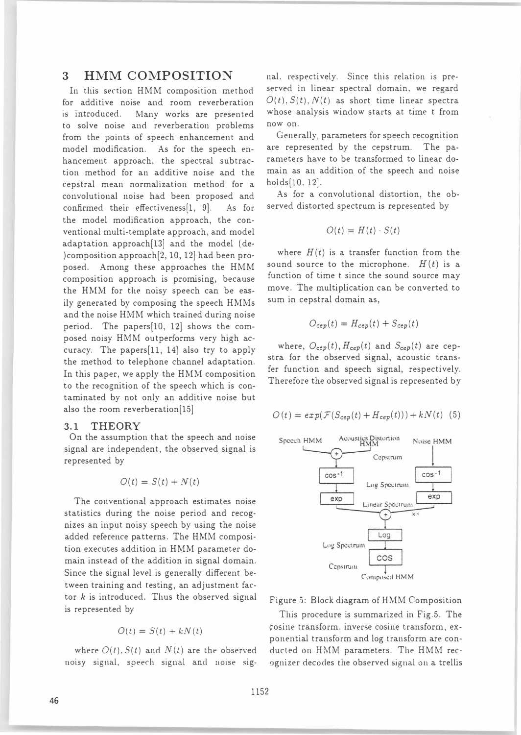## 3 HMM COMPOSITION

In this section HMM composition method for additive noise and room reverberation is introduced. Many works are presented to solve noise and reverberation problems from the points of speech enhancement and model modification. As for the speech enhancement approach, the spectral subtraction method for an additive noise and the cepstral mean normalization method for a convolutional noise had been proposed and confirmed their effectiveness[1, 9]. As for the model modification approach, the conventional multi-template approach, and model adaptation approach[13] and the model (de-)composition approach[2, 10, 12] had been proposed. Among these approaches the HMM composition approach is promising, because the HMM for the noisy speech can be easily generated by composing the speech HMMs and the noise HMM which trained during noise period. The papers[10, 12] shows the composed noisy HMM outperforms very high accuracy. The papers[11, 14] also try to apply the method to telephone channel adaptation. In this paper, we apply the HMM composition to the recognition of the speech which is contaminated by not only an additive noise but also the room reverberation[15]

### 3.1 THEORY

On the assumption that the speech and noise signal are independent, the observed signal is represented by

$$O(t) = S(t) + N(t)$$

The conventional approach estimates noise statistics during the noise period and recognizes an input noisy speech by using the noise added reference patterns. The HMM composition executes addition in HMM parameter domain instead of the addition in signal domain. Since the signal level is generally different between training and testing, an adjustment factor $k$ is introduced. Thus the observed signal is represented by

$$O(t) = S(t) + kN(t)$$

where $O(t), S(t)$ and $N(t)$ are the observed noisy signal, speech signal and noise signal, respectively. Since this relation is preserved in linear spectral domain, we regard $O(t), S(t), N(t)$ as short time linear spectra whose analysis window starts at time t from now on.

Generally, parameters for speech recognition are represented by the cepstrum. The parameters have to be transformed to linear domain as an addition of the speech and noise holds[10, 12].

As for a convolutional distortion, the observed distorted spectrum is represented by

$$O(t) = H(t) \cdot S(t)$$

where $H(t)$ is a transfer function from the sound source to the microphone. $H(t)$ is a function of time t since the sound source may move. The multiplication can be converted to sum in cepstral domain as,

$$O_{cep}(t) = H_{cep}(t) + S_{cep}(t)$$

where, $O_{cep}(t), H_{cep}(t)$ and $S_{cep}(t)$ are cepstra for the observed signal, acoustic transfer function and speech signal, respectively. Therefore the observed signal is represented by

$$O(t) = exp(\mathcal{F}(S_{cep}(t) + H_{cep}(t))) + kN(t) \quad (5)$$

Figure 5: Block diagram of HMM Composition

This procedure is summarized in Fig.5. The cosine transform, inverse cosine transform, exponential transform and log transform are conducted on HMM parameters. The HMM recognizer decodes the observed signal on a trellis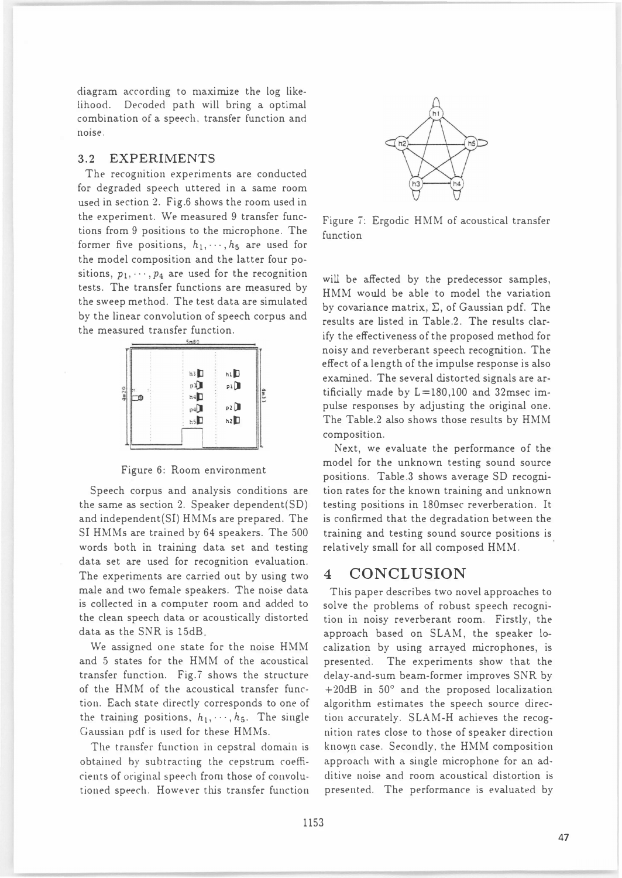diagram according to maximize the log likelihood. Decoded path will bring a optimal combination of a speech, transfer function and noise.

### 3.2 EXPERIMENTS

The recognition experiments are conducted for degraded speech uttered in a same room used in section 2. Fig.6 shows the room used in the experiment. We measured 9 transfer functions from 9 positions to the microphone. The former five positions, $h_1, \cdots, h_5$ are used for the model composition and the latter four positions, $p_1, \cdots, p_4$ are used for the recognition tests. The transfer functions are measured by the sweep method. The test data are simulated by the linear convolution of speech corpus and the measured transfer function.

Figure 6: Room environment

Speech corpus and analysis conditions are the same as section 2. Speaker dependent(SD) and independent(SI) HMMs are prepared. The SI HMMs are trained by 64 speakers. The 500 words both in training data set and testing data set are used for recognition evaluation. The experiments are carried out by using two male and two female speakers. The noise data is collected in a computer room and added to the clean speech data or acoustically distorted data as the SNR is 15dB.

We assigned one state for the noise HMM and 5 states for the HMM of the acoustical transfer function. Fig.7 shows the structure of the HMM of the acoustical transfer function. Each state directly corresponds to one of the training positions, $h_1, \cdots, h_5$. The single Gaussian pdf is used for these HMMs.

The transfer function in cepstral domain is obtained by subtracting the cepstrum coefficients of original speech from those of convolutioned speech. However this transfer function will be affected by the predecessor samples, HMM would be able to model the variation by covariance matrix, $\Sigma$, of Gaussian pdf. The results are listed in Table.2. The results clarify the effectiveness of the proposed method for noisy and reverberant speech recognition. The effect of a length of the impulse response is also examined. The several distorted signals are artificially made by L=180,100 and 32msec impulse responses by adjusting the original one. The Table.2 also shows those results by HMM composition.

Figure 7: Ergodic HMM of acoustical transfer function

Next, we evaluate the performance of the model for the unknown testing sound source positions. Table.3 shows average SD recognition rates for the known training and unknown testing positions in 180msec reverberation. It is confirmed that the degradation between the training and testing sound source positions is relatively small for all composed HMM.

## 4 CONCLUSION

This paper describes two novel approaches to solve the problems of robust speech recognition in noisy reverberant room. Firstly, the approach based on SLAM, the speaker localization by using arrayed microphones, is presented. The experiments show that the delay-and-sum beam-former improves SNR by +20dB in 50° and the proposed localization algorithm estimates the speech source direction accurately. SLAM-H achieves the recognition rates close to those of speaker direction known case. Secondly, the HMM composition approach with a single microphone for an additive noise and room acoustical distortion is presented. The performance is evaluated by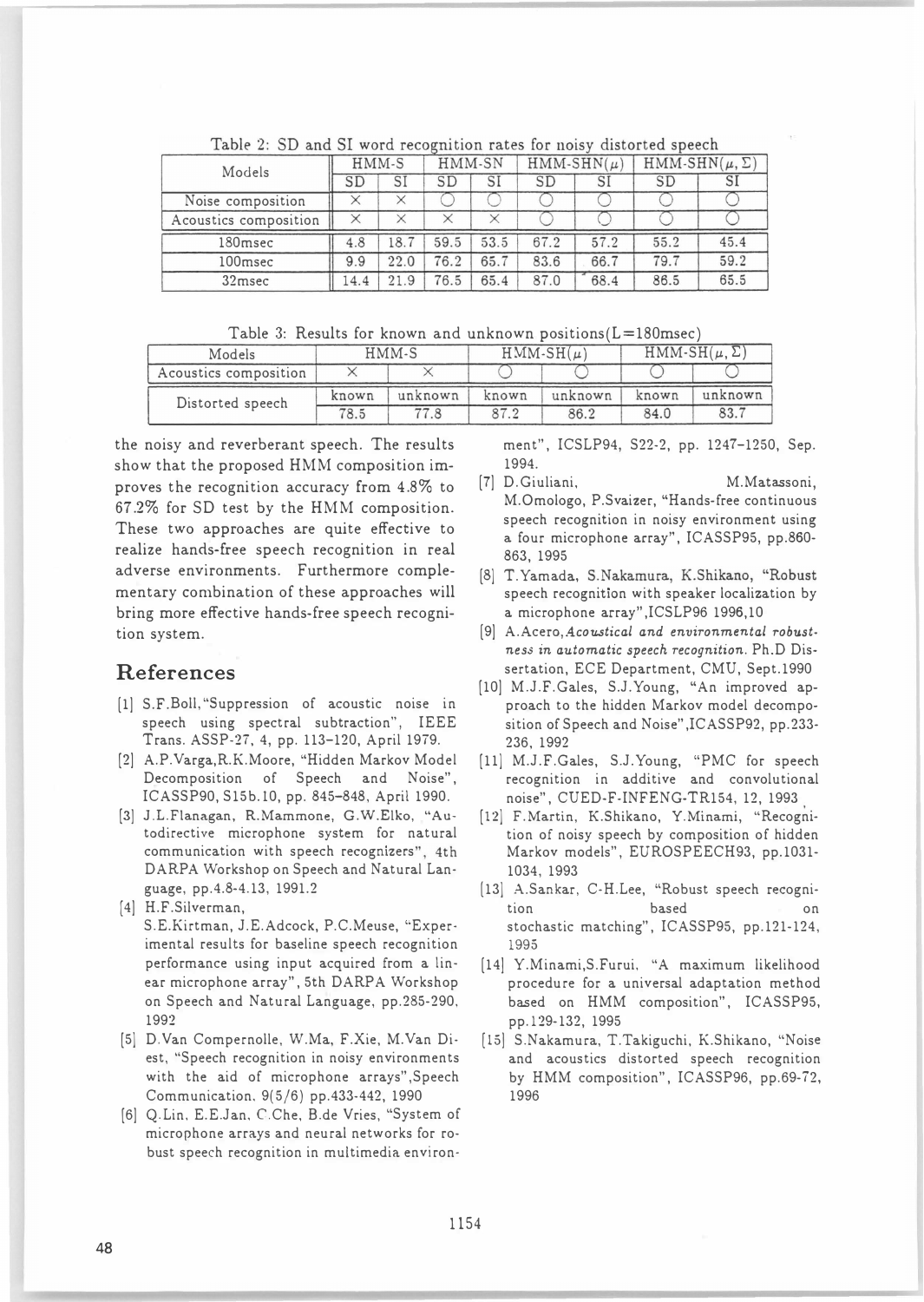Table 2: SD and SI word recognition rates for noisy distorted speech

| Models | HMM-S | | HMM-SN | | HMM-SHN($\mu$) | | HMM-SHN($\mu, \Sigma$) | |
|---|---|---|---|---|---|---|---|---|
| | SD | SI | SD | SI | SD | SI | SD | SI |
| Noise composition | × | × | ○ | ○ | ○ | ○ | ○ | ○ |
| Acoustics composition | × | × | × | × | ○ | ○ | ○ | ○ |
| 180msec | 4.8 | 18.7 | 59.5 | 53.5 | 67.2 | 57.2 | 55.2 | 45.4 |
| 100msec | 9.9 | 22.0 | 76.2 | 65.7 | 83.6 | 66.7 | 79.7 | 59.2 |
| 32msec | 14.4 | 21.9 | 76.5 | 65.4 | 87.0 | 68.4 | 86.5 | 65.5 |

Table 3: Results for known and unknown positions(L=180msec)

| Models | HMM-S | | HMM-SH($\mu$) | | HMM-SH($\mu, \Sigma$) | |
|---|---|---|---|---|---|---|
| Acoustics composition | × | × | ○ | ○ | ○ | ○ |
| Distorted speech | known | unknown | known | unknown | known | unknown |
| | 78.5 | 77.8 | 87.2 | 86.2 | 84.0 | 83.7 |

the noisy and reverberant speech. The results show that the proposed HMM composition improves the recognition accuracy from 4.8% to 67.2% for SD test by the HMM composition. These two approaches are quite effective to realize hands-free speech recognition in real adverse environments. Furthermore complementary combination of these approaches will bring more effective hands-free speech recognition system.

## References

[1] S.F.Boll, "Suppression of acoustic noise in speech using spectral subtraction", IEEE Trans. ASSP-27, 4, pp. 113–120, April 1979.

[2] A.P.Varga, R.K.Moore, "Hidden Markov Model Decomposition of Speech and Noise", ICASSP90, S15b.10, pp. 845–848, April 1990.

[3] J.L.Flanagan, R.Mammone, G.W.Elko, "Autodirective microphone system for natural communication with speech recognizers", 4th DARPA Workshop on Speech and Natural Language, pp.4.8-4.13, 1991.2

[4] H.F.Silverman, S.E.Kirtman, J.E.Adcock, P.C.Meuse, "Experimental results for baseline speech recognition performance using input acquired from a linear microphone array", 5th DARPA Workshop on Speech and Natural Language, pp.285-290, 1992

[5] D.Van Compernolle, W.Ma, F.Xie, M.Van Diest, "Speech recognition in noisy environments with the aid of microphone arrays", Speech Communication, 9(5/6) pp.433-442, 1990

[6] Q.Lin, E.E.Jan, C.Che, B.de Vries, "System of microphone arrays and neural networks for robust speech recognition in multimedia environment", ICSLP94, S22-2, pp. 1247–1250, Sep. 1994.

[7] D.Giuliani, M.Matassoni, M.Omologo, P.Svaizer, "Hands-free continuous speech recognition in noisy environment using a four microphone array", ICASSP95, pp.860-863, 1995

[8] T.Yamada, S.Nakamura, K.Shikano, "Robust speech recognition with speaker localization by a microphone array", ICSLP96 1996,10

[9] A.Acero, *Acoustical and environmental robustness in automatic speech recognition*. Ph.D Dissertation, ECE Department, CMU, Sept.1990

[10] M.J.F.Gales, S.J.Young, "An improved approach to the hidden Markov model decomposition of Speech and Noise", ICASSP92, pp.233-236, 1992

[11] M.J.F.Gales, S.J.Young, "PMC for speech recognition in additive and convolutional noise", CUED-F-INFENG-TR154, 12, 1993

[12] F.Martin, K.Shikano, Y.Minami, "Recognition of noisy speech by composition of hidden Markov models", EUROSPEECH93, pp.1031-1034, 1993

[13] A.Sankar, C-H.Lee, "Robust speech recognition based on stochastic matching", ICASSP95, pp.121-124, 1995

[14] Y.Minami, S.Furui, "A maximum likelihood procedure for a universal adaptation method based on HMM composition", ICASSP95, pp.129-132, 1995

[15] S.Nakamura, T.Takiguchi, K.Shikano, "Noise and acoustics distorted speech recognition by HMM composition", ICASSP96, pp.69-72, 1996